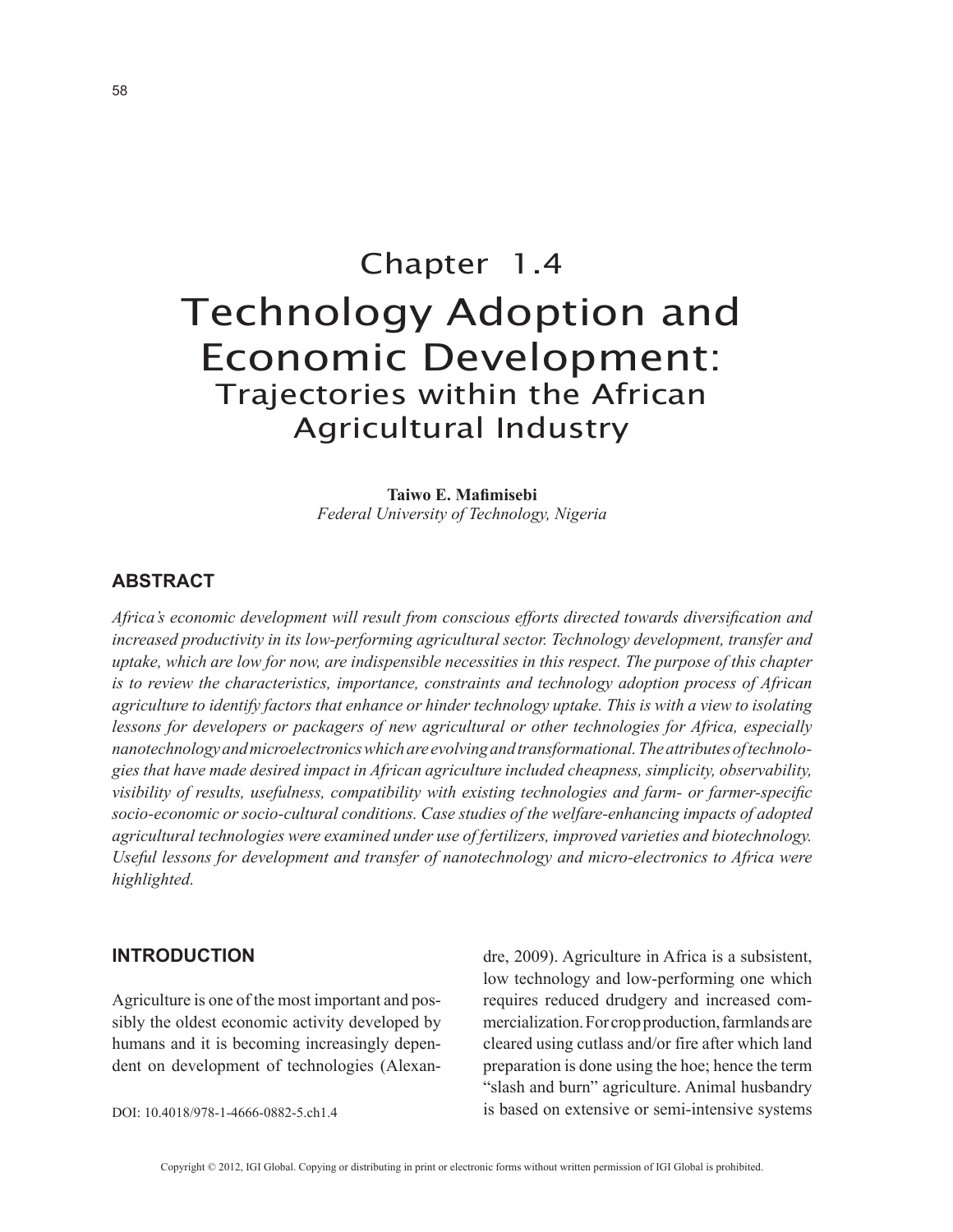# Chapter 1.4

# Technology Adoption and Economic Development: Trajectories within the African Agricultural Industry

**Taiwo E. Mafimisebi**
*Federal University of Technology, Nigeria*

## ABSTRACT

*Africa's economic development will result from conscious efforts directed towards diversification and increased productivity in its low-performing agricultural sector. Technology development, transfer and uptake, which are low for now, are indispensible necessities in this respect. The purpose of this chapter is to review the characteristics, importance, constraints and technology adoption process of African agriculture to identify factors that enhance or hinder technology uptake. This is with a view to isolating lessons for developers or packagers of new agricultural or other technologies for Africa, especially nanotechnology and microelectronics which are evolving and transformational. The attributes of technologies that have made desired impact in African agriculture included cheapness, simplicity, observability, visibility of results, usefulness, compatibility with existing technologies and farm- or farmer-specific socio-economic or socio-cultural conditions. Case studies of the welfare-enhancing impacts of adopted agricultural technologies were examined under use of fertilizers, improved varieties and biotechnology. Useful lessons for development and transfer of nanotechnology and micro-electronics to Africa were highlighted.*

## INTRODUCTION

Agriculture is one of the most important and possibly the oldest economic activity developed by humans and it is becoming increasingly dependent on development of technologies (Alexandre, 2009). Agriculture in Africa is a subsistent, low technology and low-performing one which requires reduced drudgery and increased commercialization. For crop production, farmlands are cleared using cutlass and/or fire after which land preparation is done using the hoe; hence the term "slash and burn" agriculture. Animal husbandry is based on extensive or semi-intensive systems

DOI: 10.4018/978-1-4666-0882-5.ch1.4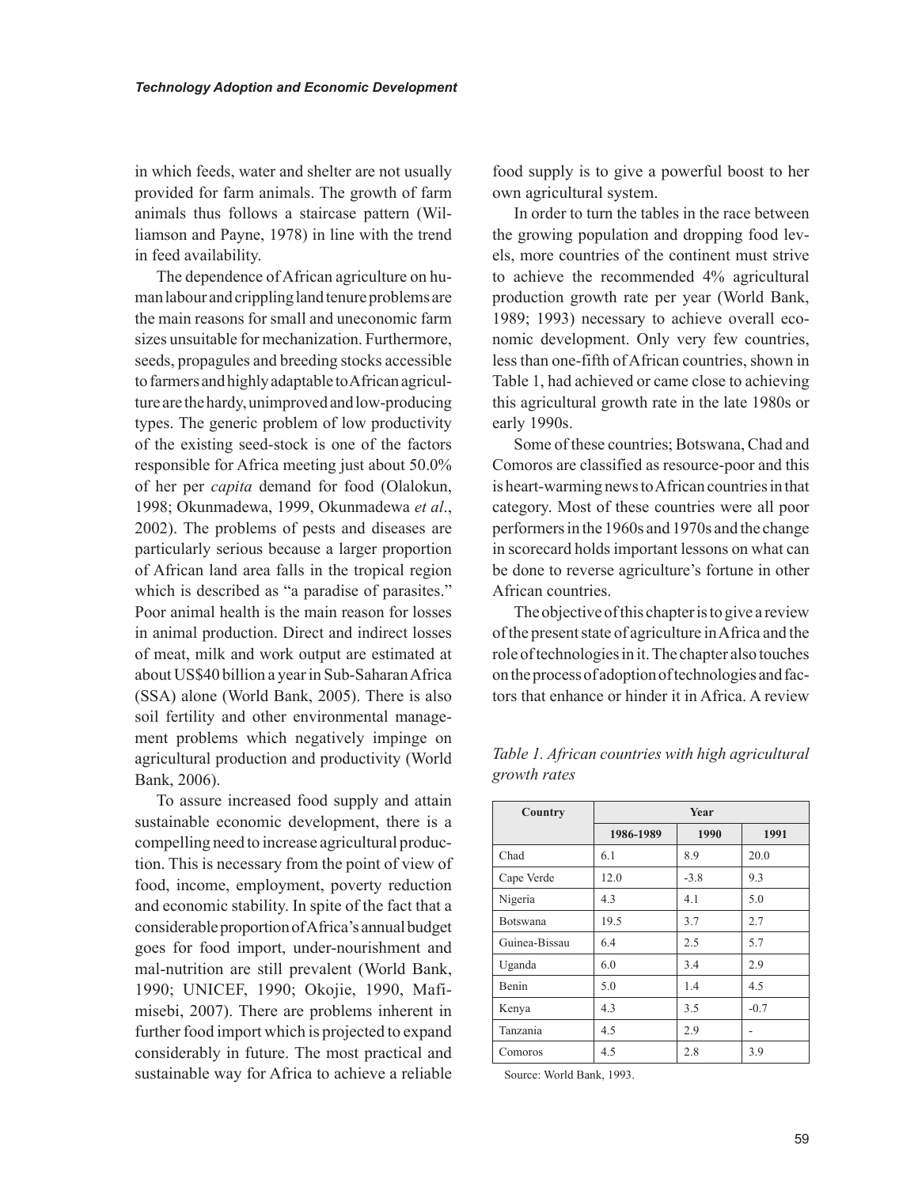in which feeds, water and shelter are not usually provided for farm animals. The growth of farm animals thus follows a staircase pattern (Williamson and Payne, 1978) in line with the trend in feed availability.

The dependence of African agriculture on human labour and crippling land tenure problems are the main reasons for small and uneconomic farm sizes unsuitable for mechanization. Furthermore, seeds, propagules and breeding stocks accessible to farmers and highly adaptable to African agriculture are the hardy, unimproved and low-producing types. The generic problem of low productivity of the existing seed-stock is one of the factors responsible for Africa meeting just about 50.0% of her per *capita* demand for food (Olalokun, 1998; Okunmadewa, 1999, Okunmadewa *et al*., 2002). The problems of pests and diseases are particularly serious because a larger proportion of African land area falls in the tropical region which is described as "a paradise of parasites." Poor animal health is the main reason for losses in animal production. Direct and indirect losses of meat, milk and work output are estimated at about US$40 billion a year in Sub-Saharan Africa (SSA) alone (World Bank, 2005). There is also soil fertility and other environmental management problems which negatively impinge on agricultural production and productivity (World Bank, 2006).

To assure increased food supply and attain sustainable economic development, there is a compelling need to increase agricultural production. This is necessary from the point of view of food, income, employment, poverty reduction and economic stability. In spite of the fact that a considerable proportion of Africa's annual budget goes for food import, under-nourishment and mal-nutrition are still prevalent (World Bank, 1990; UNICEF, 1990; Okojie, 1990, Mafimisebi, 2007). There are problems inherent in further food import which is projected to expand considerably in future. The most practical and sustainable way for Africa to achieve a reliable food supply is to give a powerful boost to her own agricultural system.

In order to turn the tables in the race between the growing population and dropping food levels, more countries of the continent must strive to achieve the recommended 4% agricultural production growth rate per year (World Bank, 1989; 1993) necessary to achieve overall economic development. Only very few countries, less than one-fifth of African countries, shown in Table 1, had achieved or came close to achieving this agricultural growth rate in the late 1980s or early 1990s.

Some of these countries; Botswana, Chad and Comoros are classified as resource-poor and this is heart-warming news to African countries in that category. Most of these countries were all poor performers in the 1960s and 1970s and the change in scorecard holds important lessons on what can be done to reverse agriculture's fortune in other African countries.

The objective of this chapter is to give a review of the present state of agriculture in Africa and the role of technologies in it. The chapter also touches on the process of adoption of technologies and factors that enhance or hinder it in Africa. A review

*Table 1. African countries with high agricultural growth rates*

| Country | Year | | |
|---|---|---|---|
| | 1986-1989 | 1990 | 1991 |
| Chad | 6.1 | 8.9 | 20.0 |
| Cape Verde | 12.0 | -3.8 | 9.3 |
| Nigeria | 4.3 | 4.1 | 5.0 |
| Botswana | 19.5 | 3.7 | 2.7 |
| Guinea-Bissau | 6.4 | 2.5 | 5.7 |
| Uganda | 6.0 | 3.4 | 2.9 |
| Benin | 5.0 | 1.4 | 4.5 |
| Kenya | 4.3 | 3.5 | -0.7 |
| Tanzania | 4.5 | 2.9 | - |
| Comoros | 4.5 | 2.8 | 3.9 |

Source: World Bank, 1993.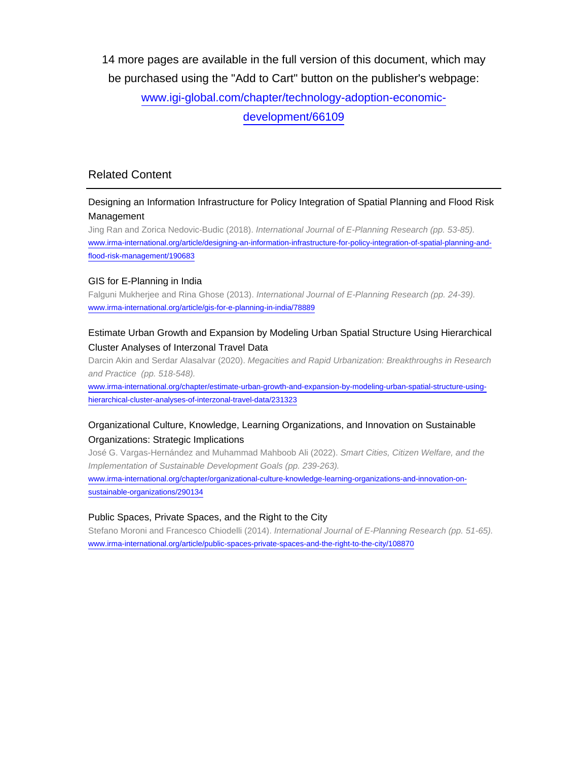14 more pages are available in the full version of this document, which may be purchased using the "Add to Cart" button on the publisher's webpage: [www.igi-global.com/chapter/technology-adoption-economic-development/66109](www.igi-global.com/chapter/technology-adoption-economic-development/66109)

## Related Content

Designing an Information Infrastructure for Policy Integration of Spatial Planning and Flood Risk Management

Jing Ran and Zorica Nedovic-Budic (2018). *International Journal of E-Planning Research (pp. 53-85).*

[www.irma-international.org/article/designing-an-information-infrastructure-for-policy-integration-of-spatial-planning-and-flood-risk-management/190683](www.irma-international.org/article/designing-an-information-infrastructure-for-policy-integration-of-spatial-planning-and-flood-risk-management/190683)

GIS for E-Planning in India

Falguni Mukherjee and Rina Ghose (2013). *International Journal of E-Planning Research (pp. 24-39).*

[www.irma-international.org/article/gis-for-e-planning-in-india/78889](www.irma-international.org/article/gis-for-e-planning-in-india/78889)

Estimate Urban Growth and Expansion by Modeling Urban Spatial Structure Using Hierarchical Cluster Analyses of Interzonal Travel Data

Darcin Akin and Serdar Alasalvar (2020). *Megacities and Rapid Urbanization: Breakthroughs in Research and Practice (pp. 518-548).*

[www.irma-international.org/chapter/estimate-urban-growth-and-expansion-by-modeling-urban-spatial-structure-using-hierarchical-cluster-analyses-of-interzonal-travel-data/231323](www.irma-international.org/chapter/estimate-urban-growth-and-expansion-by-modeling-urban-spatial-structure-using-hierarchical-cluster-analyses-of-interzonal-travel-data/231323)

Organizational Culture, Knowledge, Learning Organizations, and Innovation on Sustainable Organizations: Strategic Implications

José G. Vargas-Hernández and Muhammad Mahboob Ali (2022). *Smart Cities, Citizen Welfare, and the Implementation of Sustainable Development Goals (pp. 239-263).*

[www.irma-international.org/chapter/organizational-culture-knowledge-learning-organizations-and-innovation-on-sustainable-organizations/290134](www.irma-international.org/chapter/organizational-culture-knowledge-learning-organizations-and-innovation-on-sustainable-organizations/290134)

Public Spaces, Private Spaces, and the Right to the City

Stefano Moroni and Francesco Chiodelli (2014). *International Journal of E-Planning Research (pp. 51-65).*

[www.irma-international.org/article/public-spaces-private-spaces-and-the-right-to-the-city/108870](www.irma-international.org/article/public-spaces-private-spaces-and-the-right-to-the-city/108870)